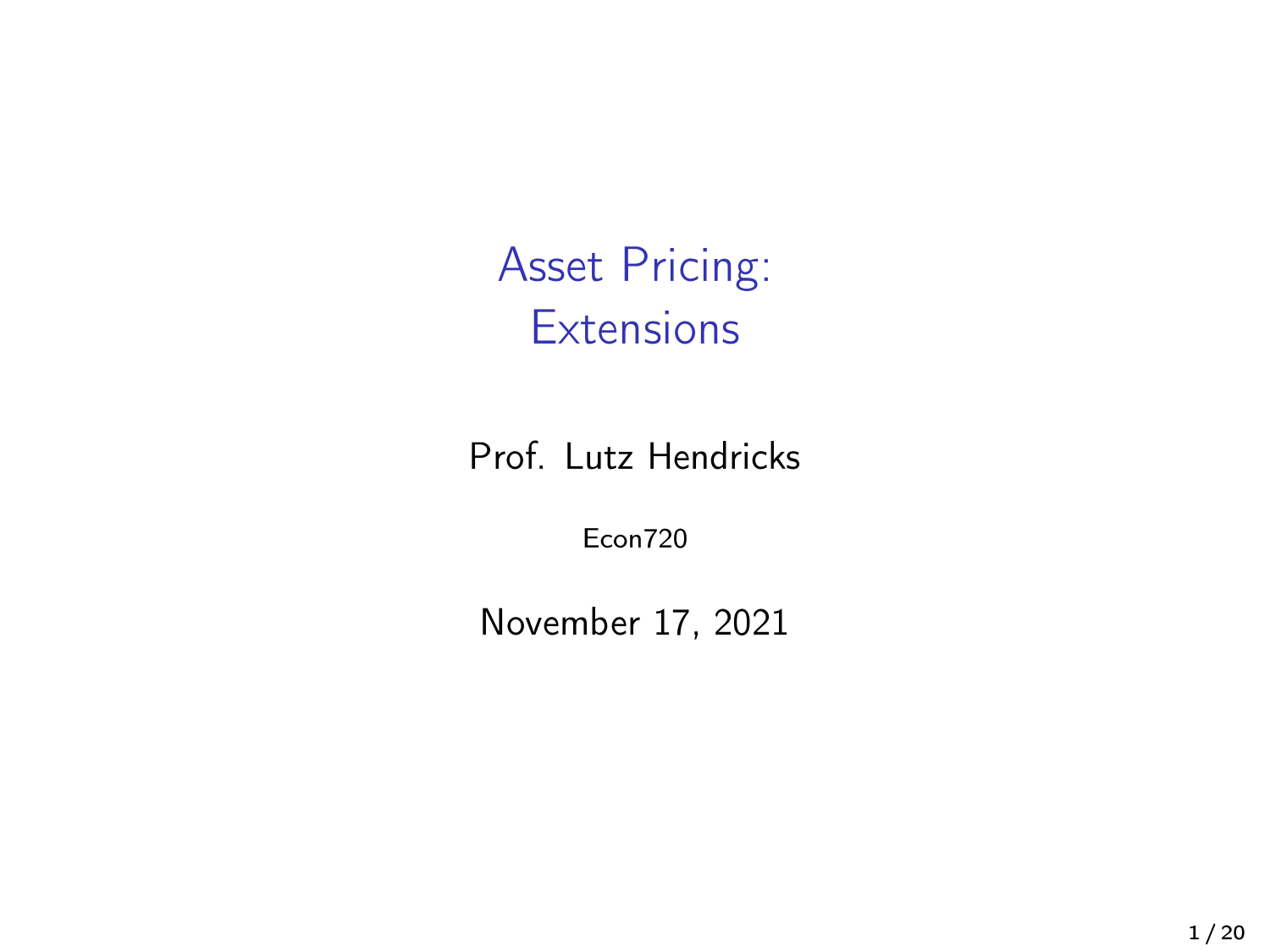# Asset Pricing: Extensions

Prof. Lutz Hendricks

Econ720

November 17, 2021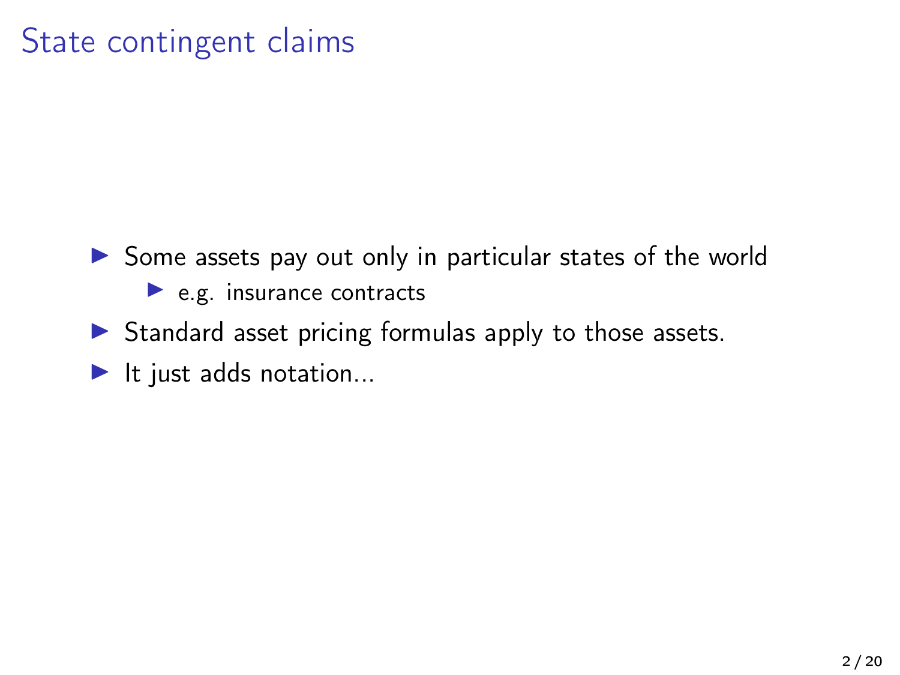# State contingent claims

- Some assets pay out only in particular states of the world
  - e.g. insurance contracts
- Standard asset pricing formulas apply to those assets.
- It just adds notation...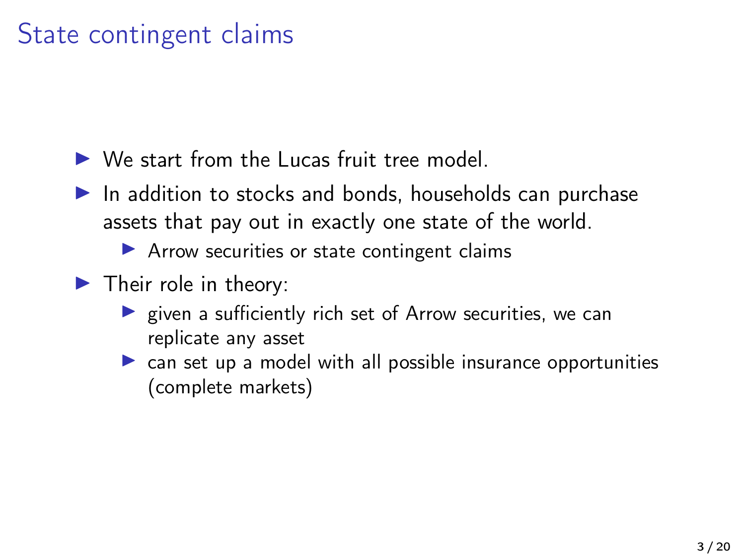# State contingent claims

- We start from the Lucas fruit tree model.
- In addition to stocks and bonds, households can purchase assets that pay out in exactly one state of the world.
  - Arrow securities or state contingent claims
- Their role in theory:
  - given a sufficiently rich set of Arrow securities, we can replicate any asset
  - can set up a model with all possible insurance opportunities (complete markets)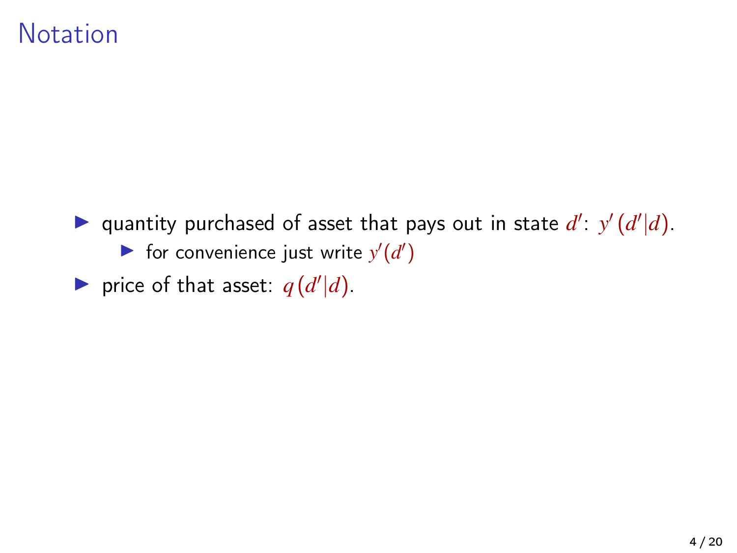# Notation

- quantity purchased of asset that pays out in state $d'$: $y'(d'|d)$.
  - for convenience just write $y'(d')$
- price of that asset: $q(d'|d)$.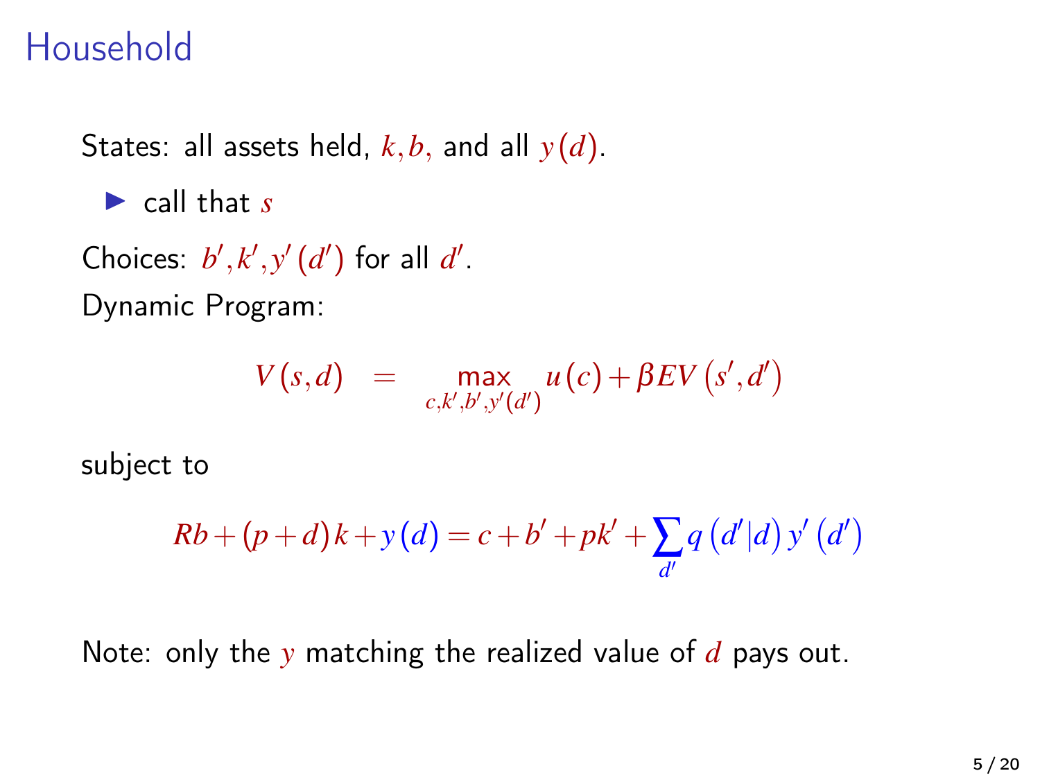# Household

States: all assets held, $k, b,$ and all $y(d)$.

- call that $s$

Choices: $b', k', y'(d')$ for all $d'$.

Dynamic Program:

$$V(s,d) \;=\; \max_{c,k',b',y'(d')} u(c) + \beta E V(s', d')$$

subject to

$$Rb + (p+d)k + y(d) = c + b' + pk' + \sum_{d'} q(d'|d)\, y'(d')$$

Note: only the $y$ matching the realized value of $d$ pays out.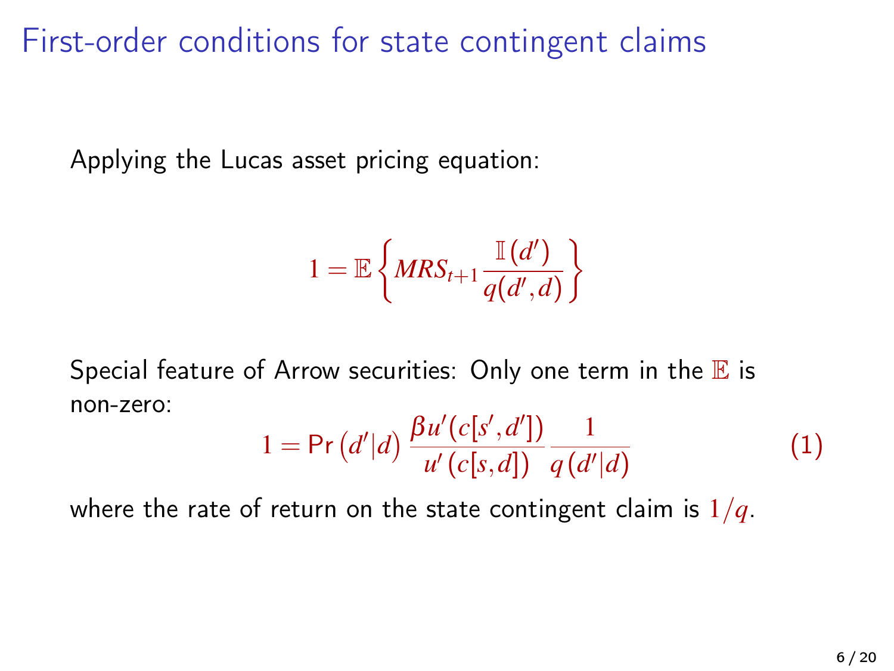# First-order conditions for state contingent claims

Applying the Lucas asset pricing equation:

$$1 = \mathbb{E}\left\{ MRS_{t+1} \frac{\mathbb{I}(d')}{q(d', d)} \right\}$$

Special feature of Arrow securities: Only one term in the $\mathbb{E}$ is non-zero:

$$1 = \Pr\left(d'|d\right) \frac{\beta u'(c[s', d'])}{u'\left(c[s, d]\right)} \frac{1}{q\left(d'|d\right)} \tag{1}$$

where the rate of return on the state contingent claim is $1/q$.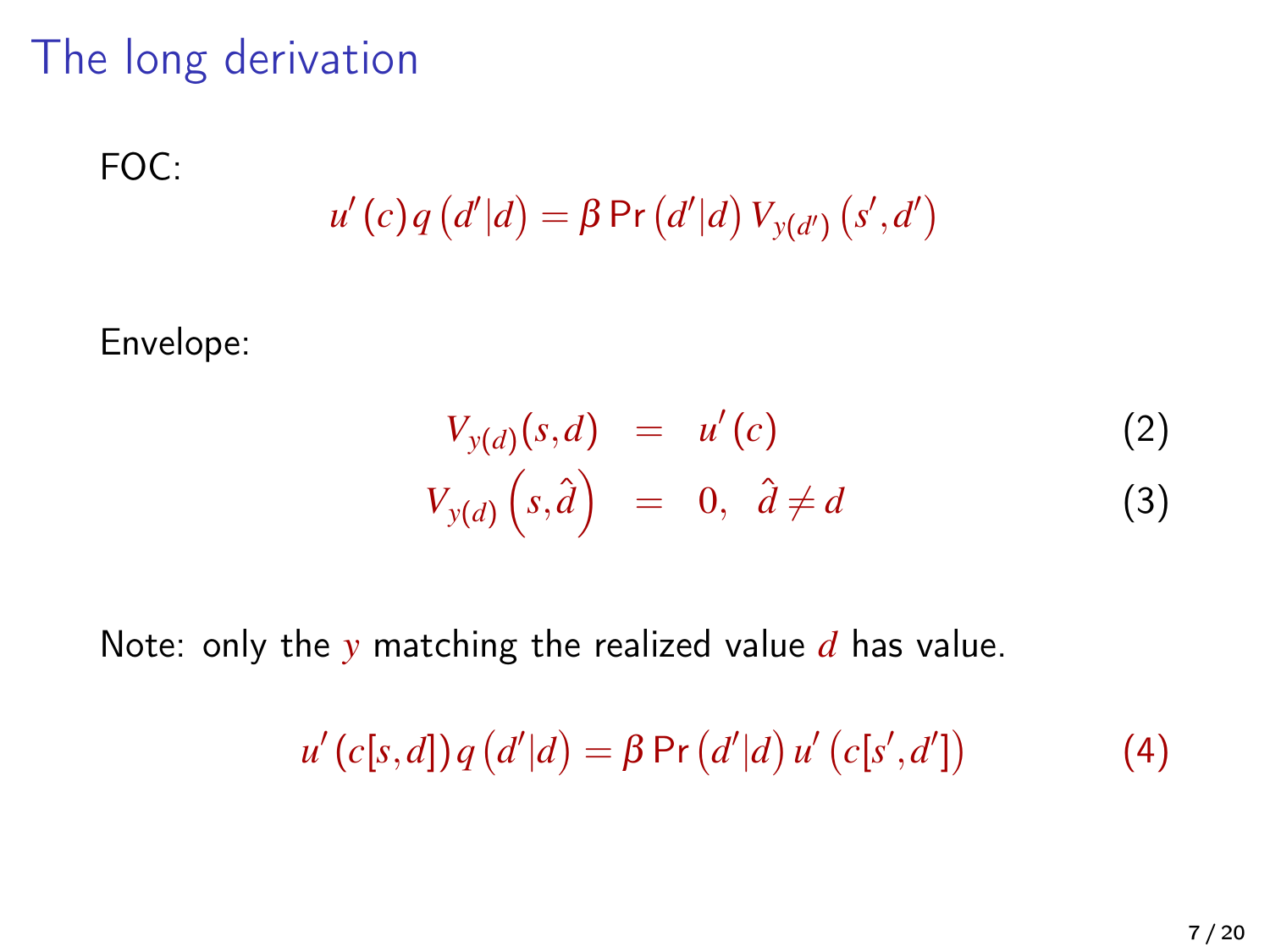# The long derivation

FOC:

$$u'(c)\, q\left(d'|d\right) = \beta \Pr\left(d'|d\right) V_{y(d')}\left(s', d'\right)$$

Envelope:

$$V_{y(d)}(s,d) = u'(c) \tag{2}$$

$$V_{y(d)}\left(s, \hat{d}\right) = 0, \;\; \hat{d} \neq d \tag{3}$$

Note: only the $y$ matching the realized value $d$ has value.

$$u'(c[s,d])\, q\left(d'|d\right) = \beta \Pr\left(d'|d\right) u'\left(c[s',d']\right) \tag{4}$$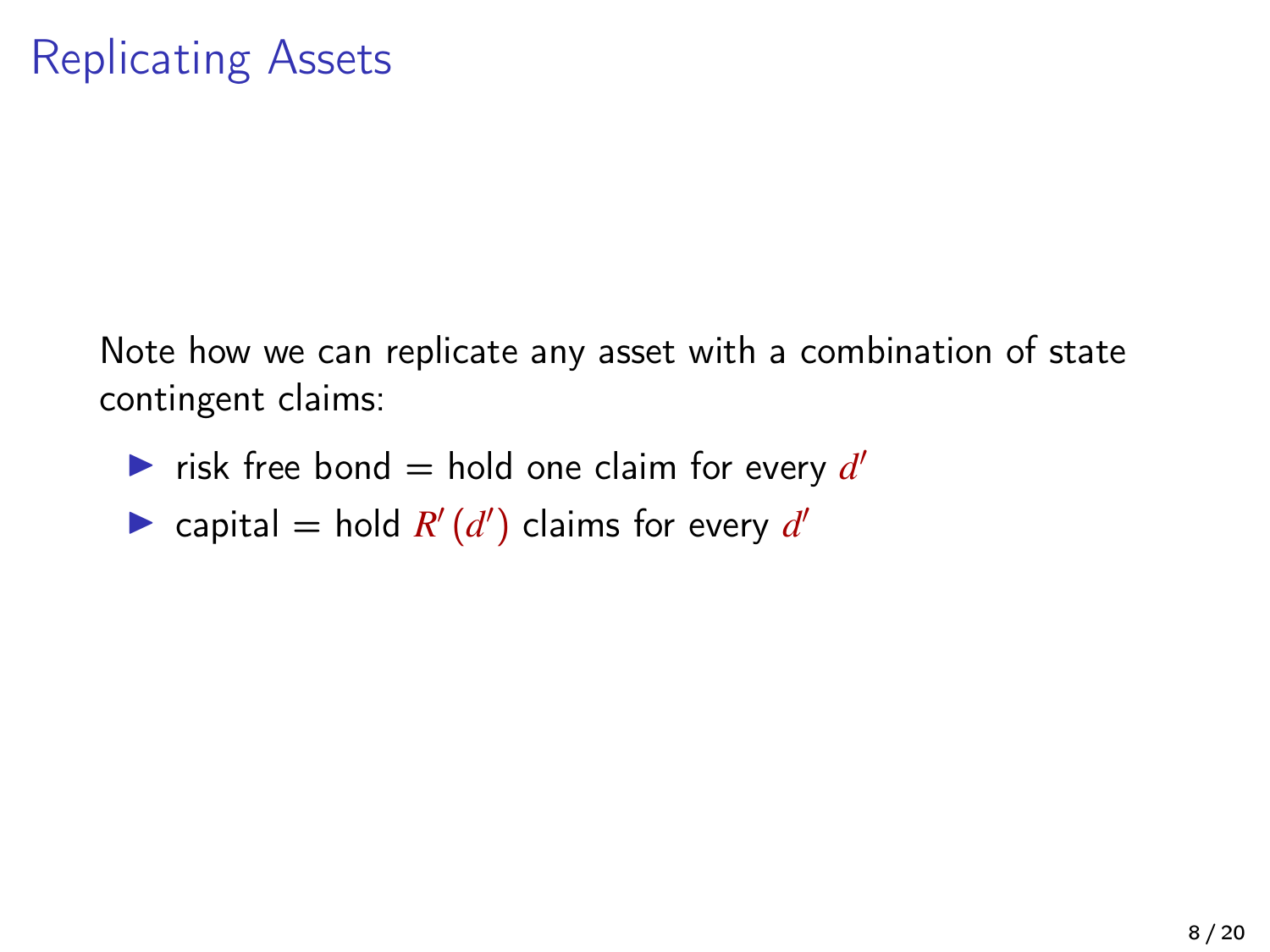# Replicating Assets

Note how we can replicate any asset with a combination of state contingent claims:

- risk free bond = hold one claim for every $d'$
- capital = hold $R'(d')$ claims for every $d'$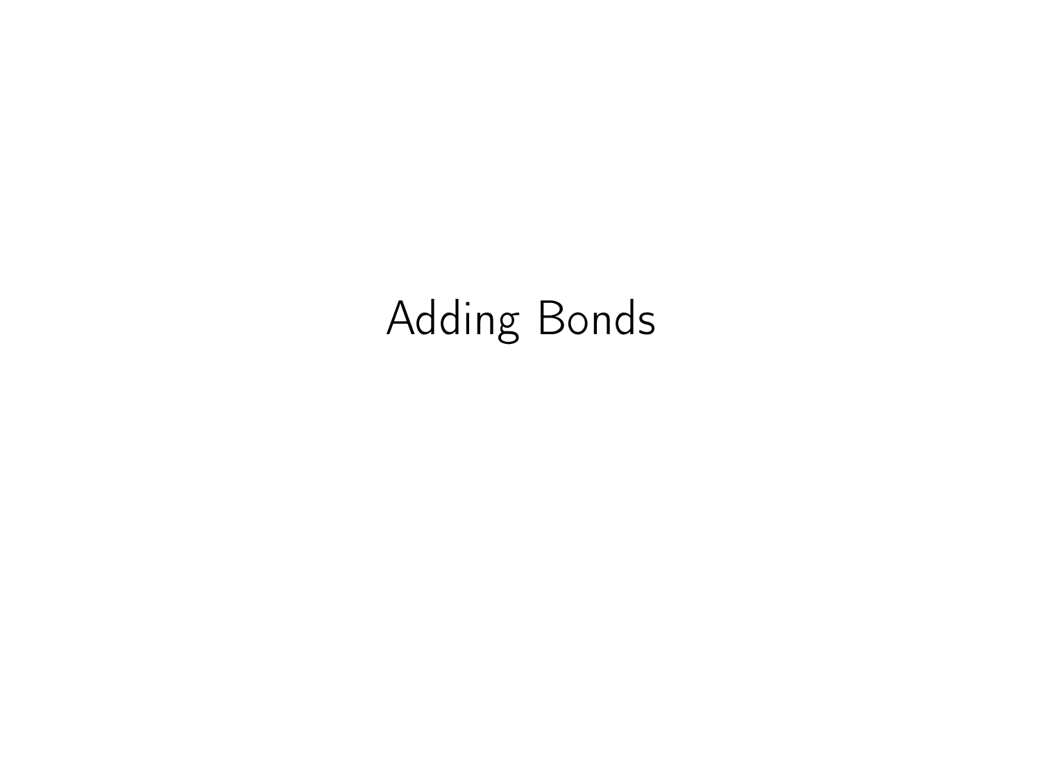# Adding Bonds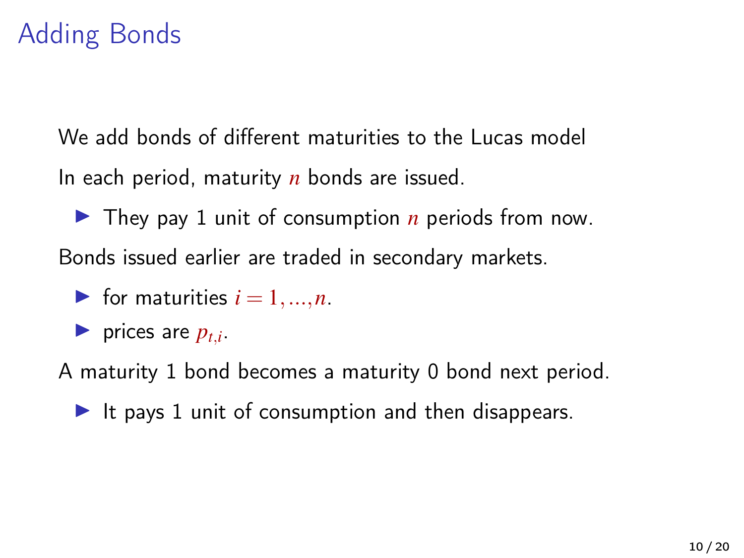# Adding Bonds

We add bonds of different maturities to the Lucas model

In each period, maturity $n$ bonds are issued.

- They pay 1 unit of consumption $n$ periods from now.

Bonds issued earlier are traded in secondary markets.

- for maturities $i = 1, ..., n$.
- prices are $p_{t,i}$.

A maturity 1 bond becomes a maturity 0 bond next period.

- It pays 1 unit of consumption and then disappears.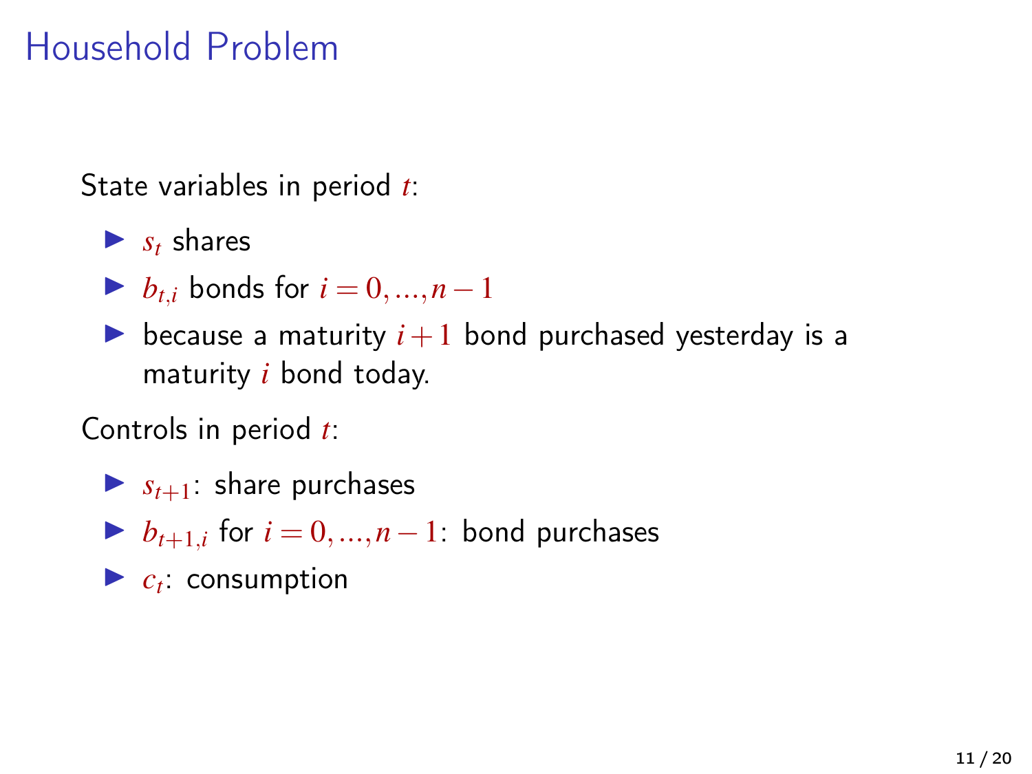# Household Problem

State variables in period $t$:

- $s_t$ shares
- $b_{t,i}$ bonds for $i = 0, ..., n-1$
- because a maturity $i+1$ bond purchased yesterday is a maturity $i$ bond today.

Controls in period $t$:

- $s_{t+1}$: share purchases
- $b_{t+1,i}$ for $i = 0, ..., n-1$: bond purchases
- $c_t$: consumption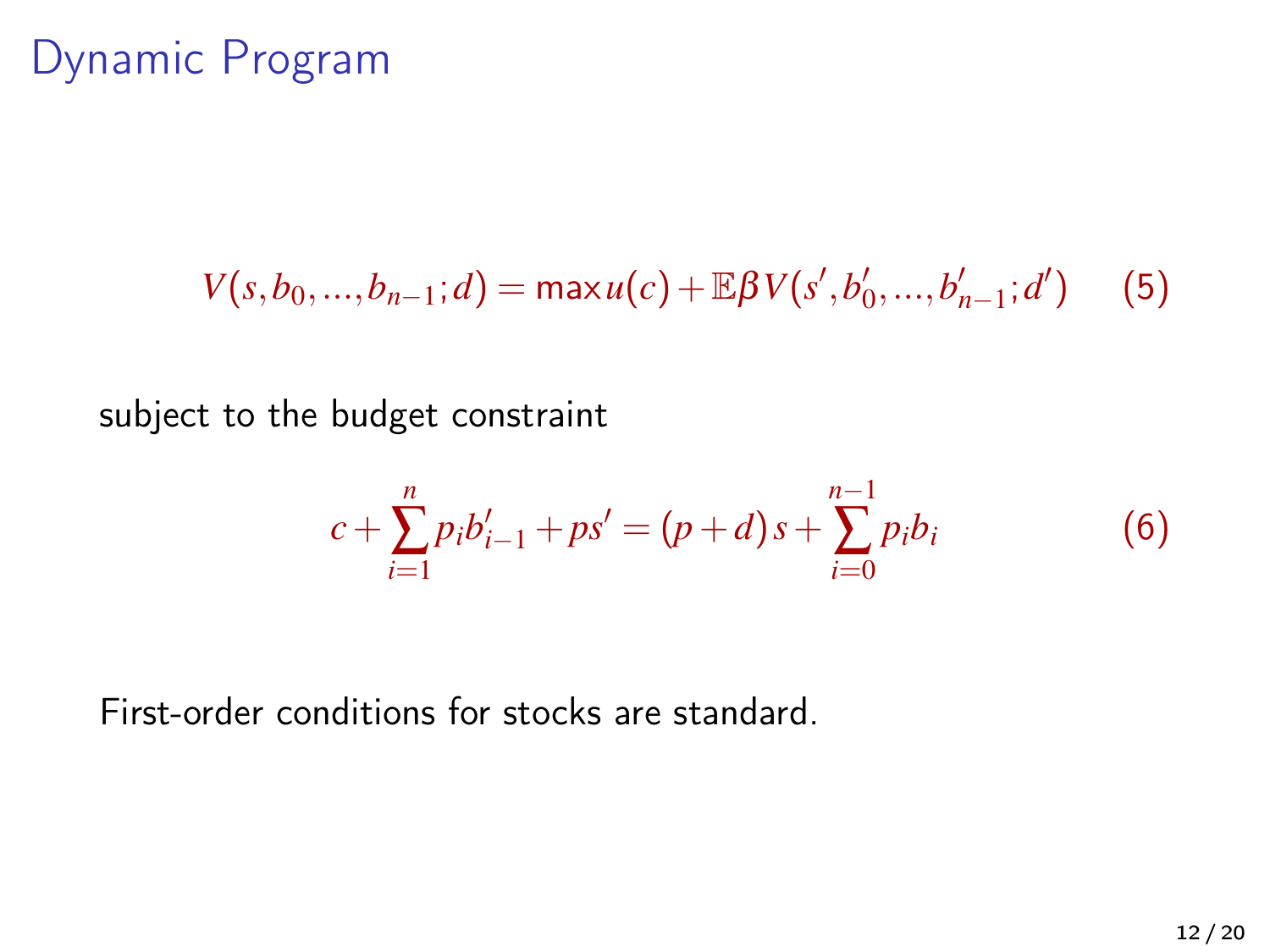# Dynamic Program

$$V(s, b_0, ..., b_{n-1}; d) = \max u(c) + \mathbb{E}\beta V(s', b'_0, ..., b'_{n-1}; d') \quad (5)$$

subject to the budget constraint

$$c + \sum_{i=1}^{n} p_i b'_{i-1} + ps' = (p+d)s + \sum_{i=0}^{n-1} p_i b_i \quad (6)$$

First-order conditions for stocks are standard.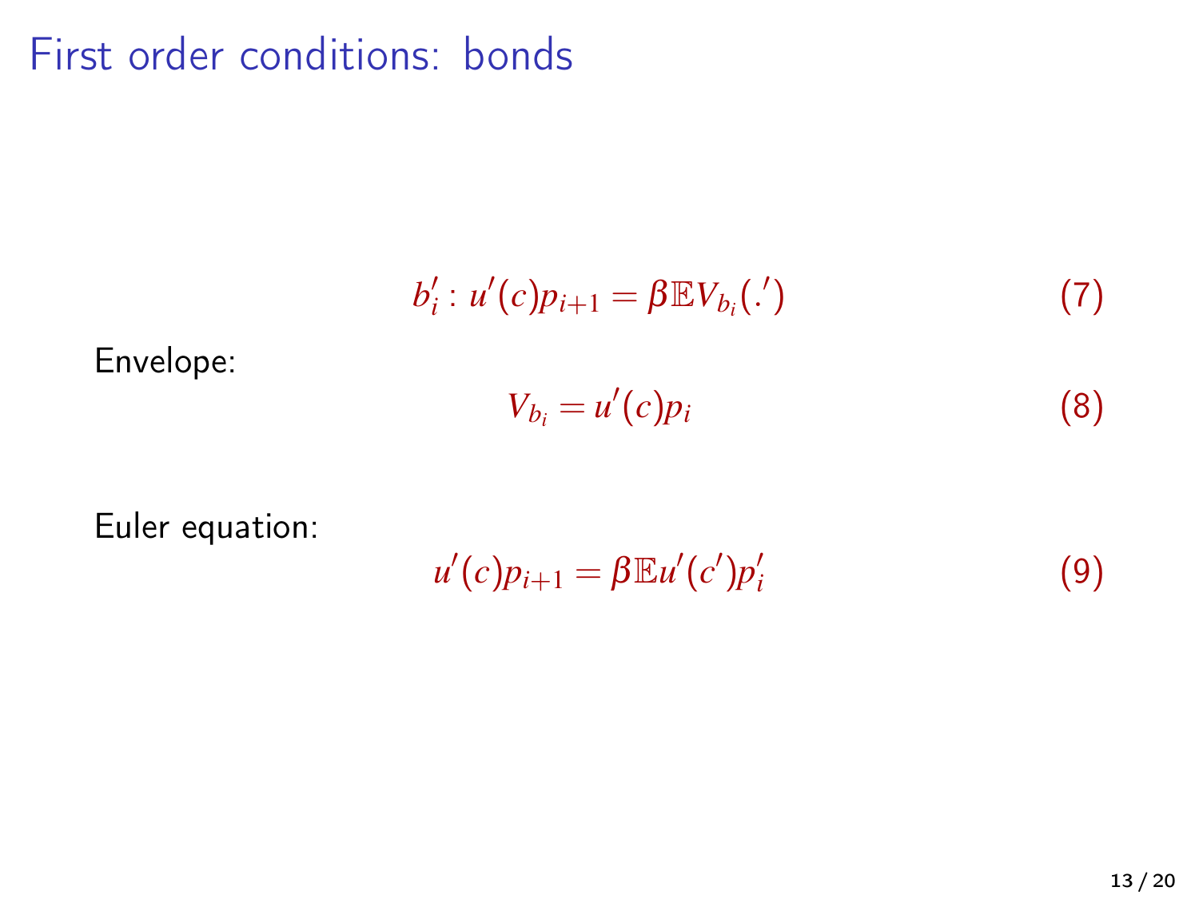# First order conditions: bonds

$$b_i' : u'(c)p_{i+1} = \beta \mathbb{E} V_{b_i}(.') \tag{7}$$

Envelope:

$$V_{b_i} = u'(c)p_i \tag{8}$$

Euler equation:

$$u'(c)p_{i+1} = \beta \mathbb{E} u'(c')p_i' \tag{9}$$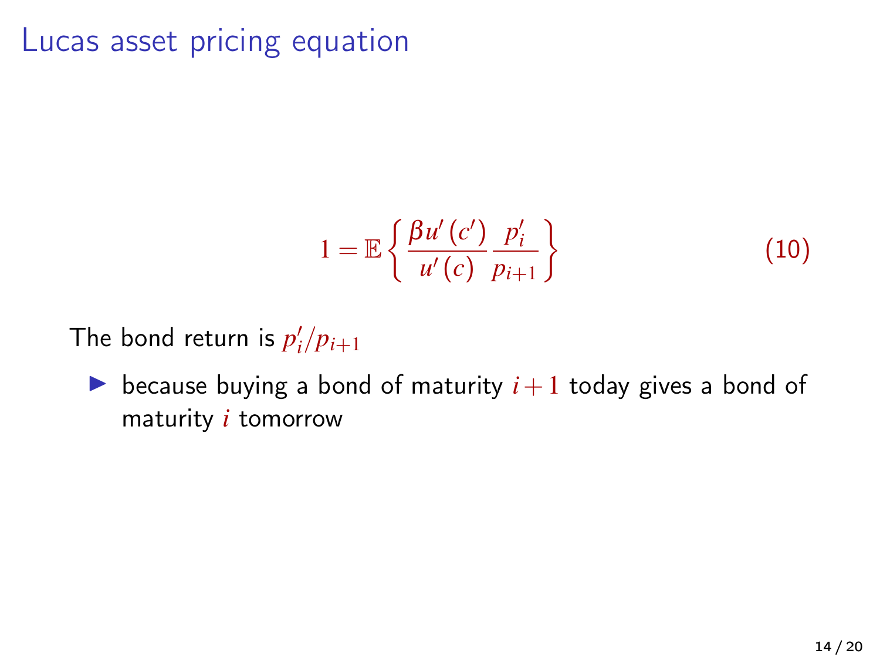# Lucas asset pricing equation

$$1 = \mathbb{E}\left\{ \frac{\beta u'(c')}{u'(c)} \frac{p_i'}{p_{i+1}} \right\} \tag{10}$$

The bond return is $p_i'/p_{i+1}$

- because buying a bond of maturity $i+1$ today gives a bond of maturity $i$ tomorrow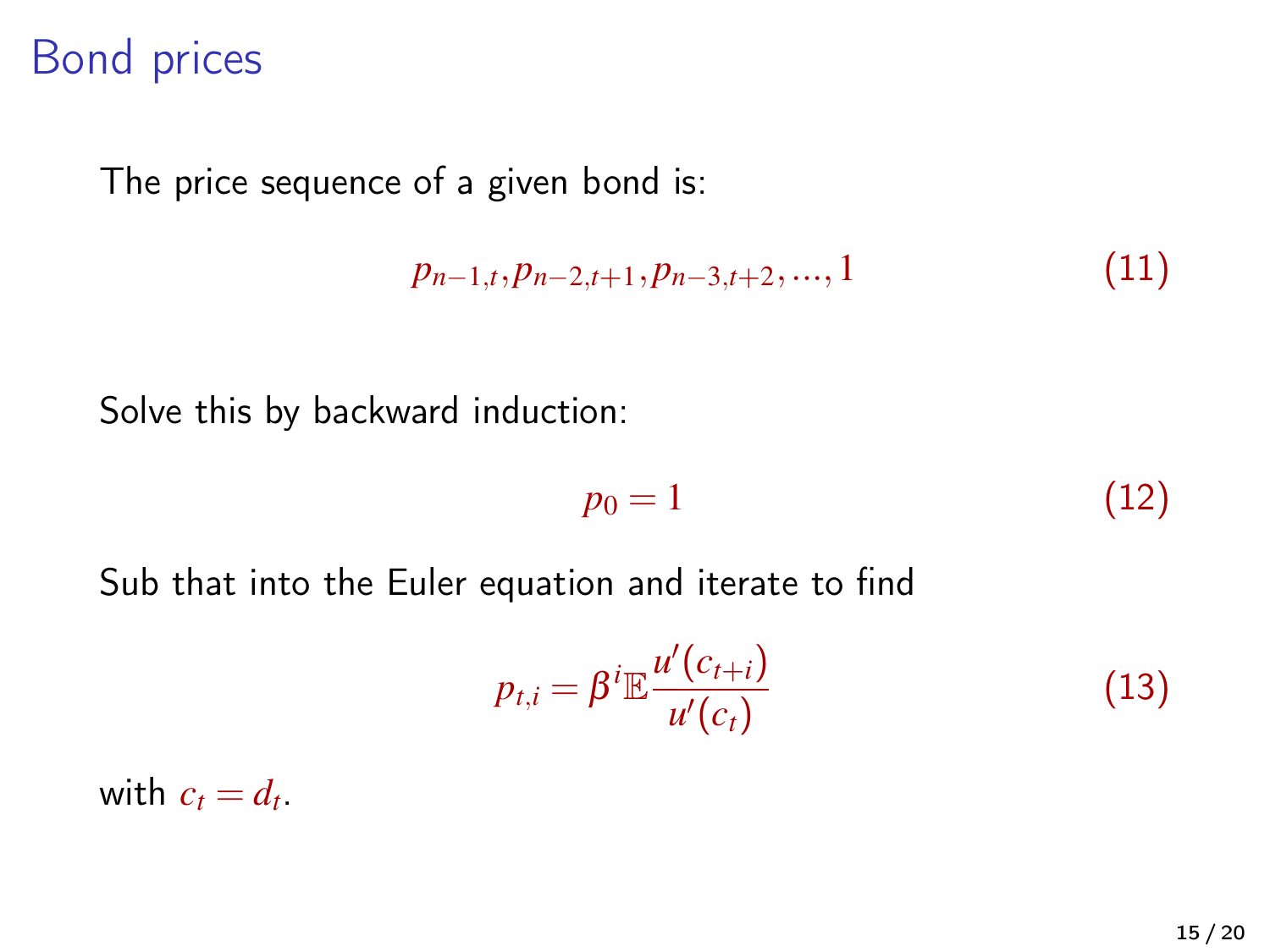# Bond prices

The price sequence of a given bond is:

$$p_{n-1,t}, p_{n-2,t+1}, p_{n-3,t+2}, ..., 1 \tag{11}$$

Solve this by backward induction:

$$p_0 = 1 \tag{12}$$

Sub that into the Euler equation and iterate to find

$$p_{t,i} = \beta^i \mathbb{E} \frac{u'(c_{t+i})}{u'(c_t)} \tag{13}$$

with $c_t = d_t$.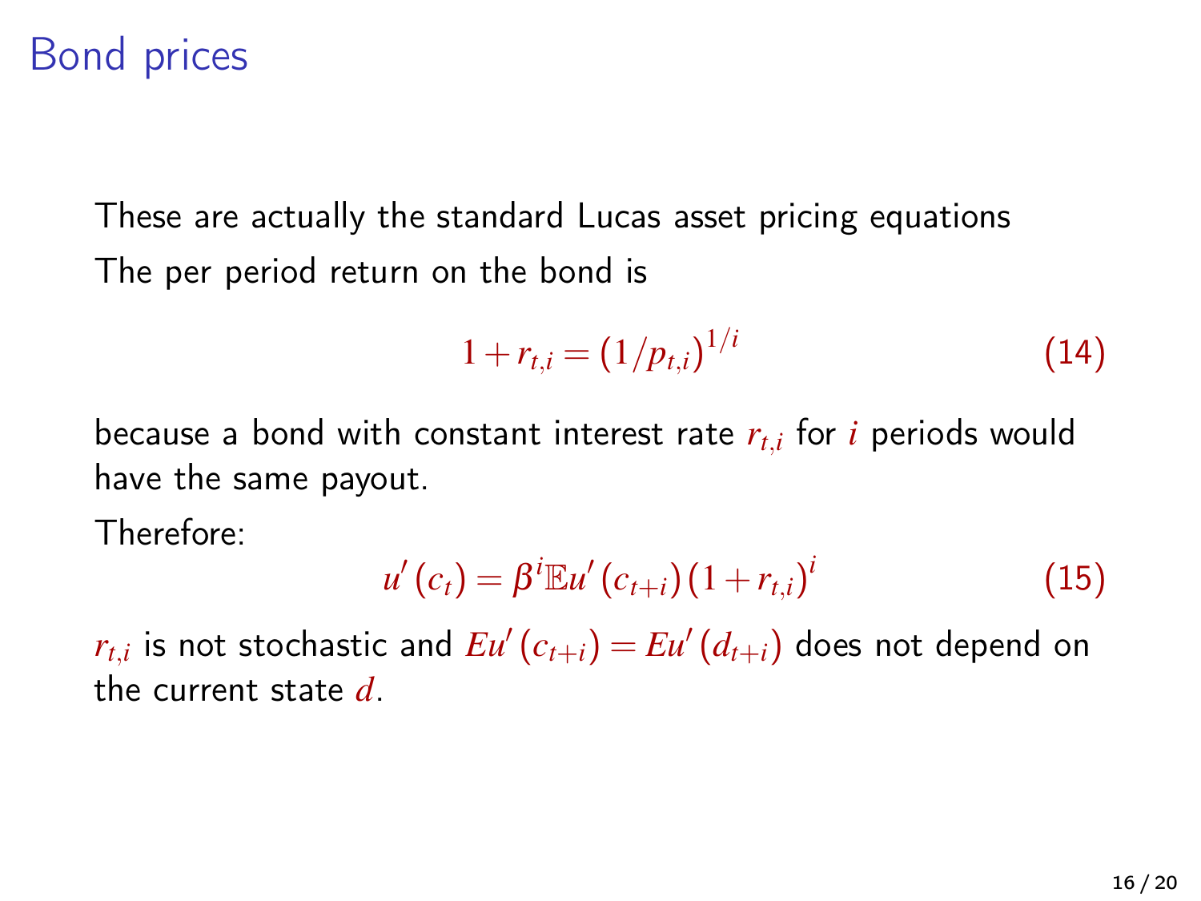# Bond prices

These are actually the standard Lucas asset pricing equations

The per period return on the bond is

$$1 + r_{t,i} = (1/p_{t,i})^{1/i} \tag{14}$$

because a bond with constant interest rate $r_{t,i}$ for $i$ periods would have the same payout.

Therefore:

$$u'(c_t) = \beta^i \mathbb{E} u'(c_{t+i}) (1 + r_{t,i})^i \tag{15}$$

$r_{t,i}$ is not stochastic and $Eu'(c_{t+i}) = Eu'(d_{t+i})$ does not depend on the current state $d$.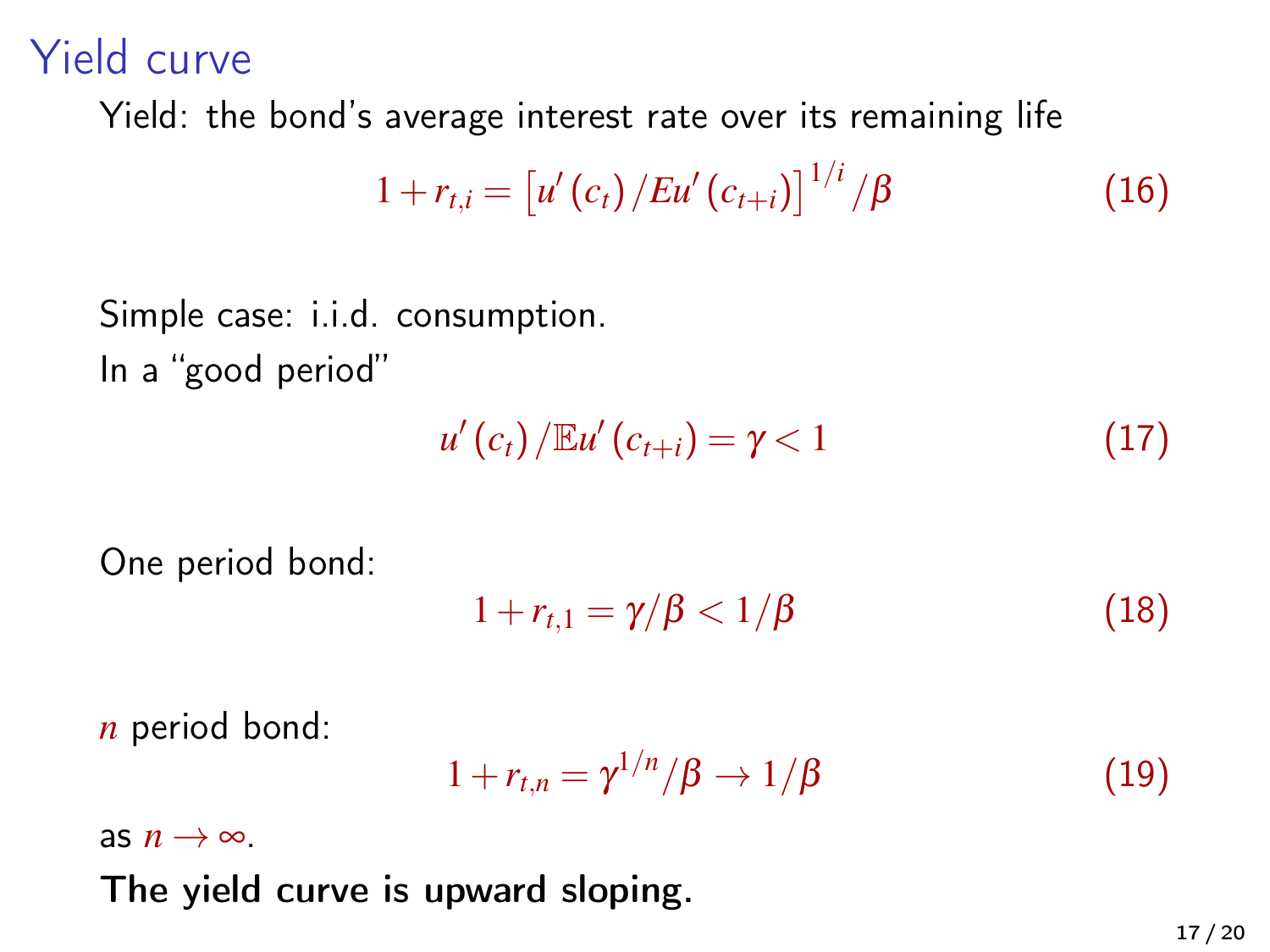# Yield curve

Yield: the bond's average interest rate over its remaining life

$$1 + r_{t,i} = \left[u'(c_t) / Eu'(c_{t+i})\right]^{1/i} / \beta \tag{16}$$

Simple case: i.i.d. consumption.

In a "good period"

$$u'(c_t) / \mathbb{E}u'(c_{t+i}) = \gamma < 1 \tag{17}$$

One period bond:

$$1 + r_{t,1} = \gamma / \beta < 1/\beta \tag{18}$$

$n$ period bond:

$$1 + r_{t,n} = \gamma^{1/n} / \beta \to 1/\beta \tag{19}$$

as $n \to \infty$.

**The yield curve is upward sloping.**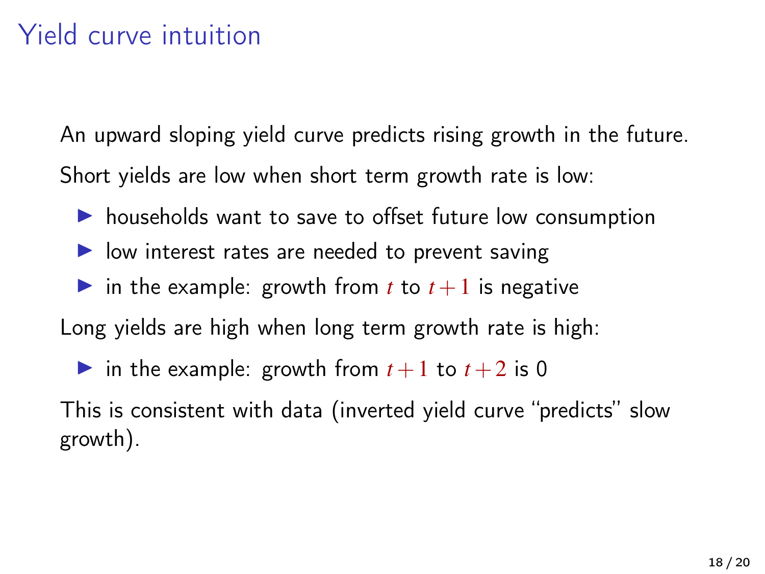# Yield curve intuition

An upward sloping yield curve predicts rising growth in the future.

Short yields are low when short term growth rate is low:

- households want to save to offset future low consumption
- low interest rates are needed to prevent saving
- in the example: growth from $t$ to $t+1$ is negative

Long yields are high when long term growth rate is high:

- in the example: growth from $t+1$ to $t+2$ is 0

This is consistent with data (inverted yield curve "predicts" slow growth).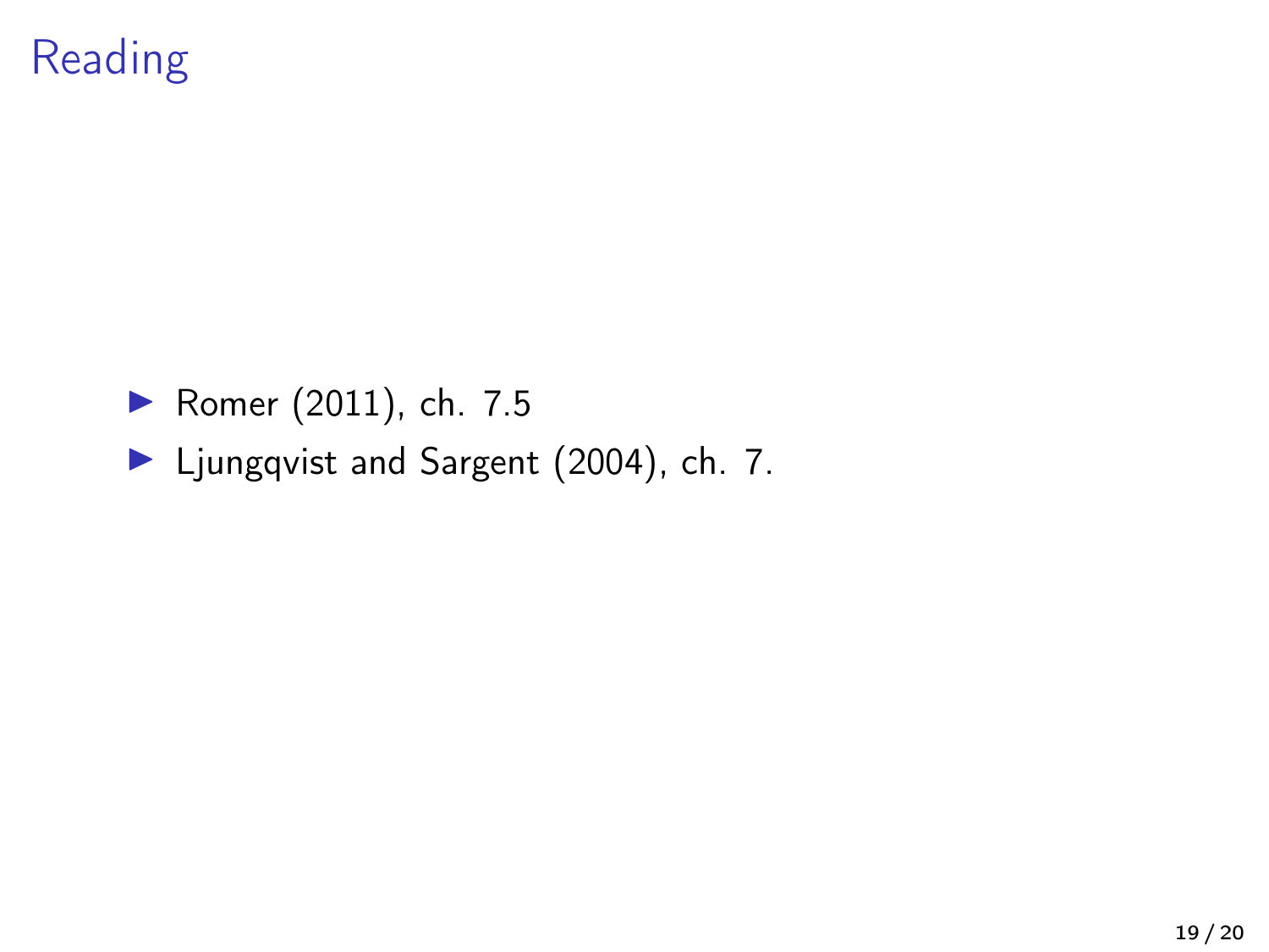# Reading

- Romer (2011), ch. 7.5
- Ljungqvist and Sargent (2004), ch. 7.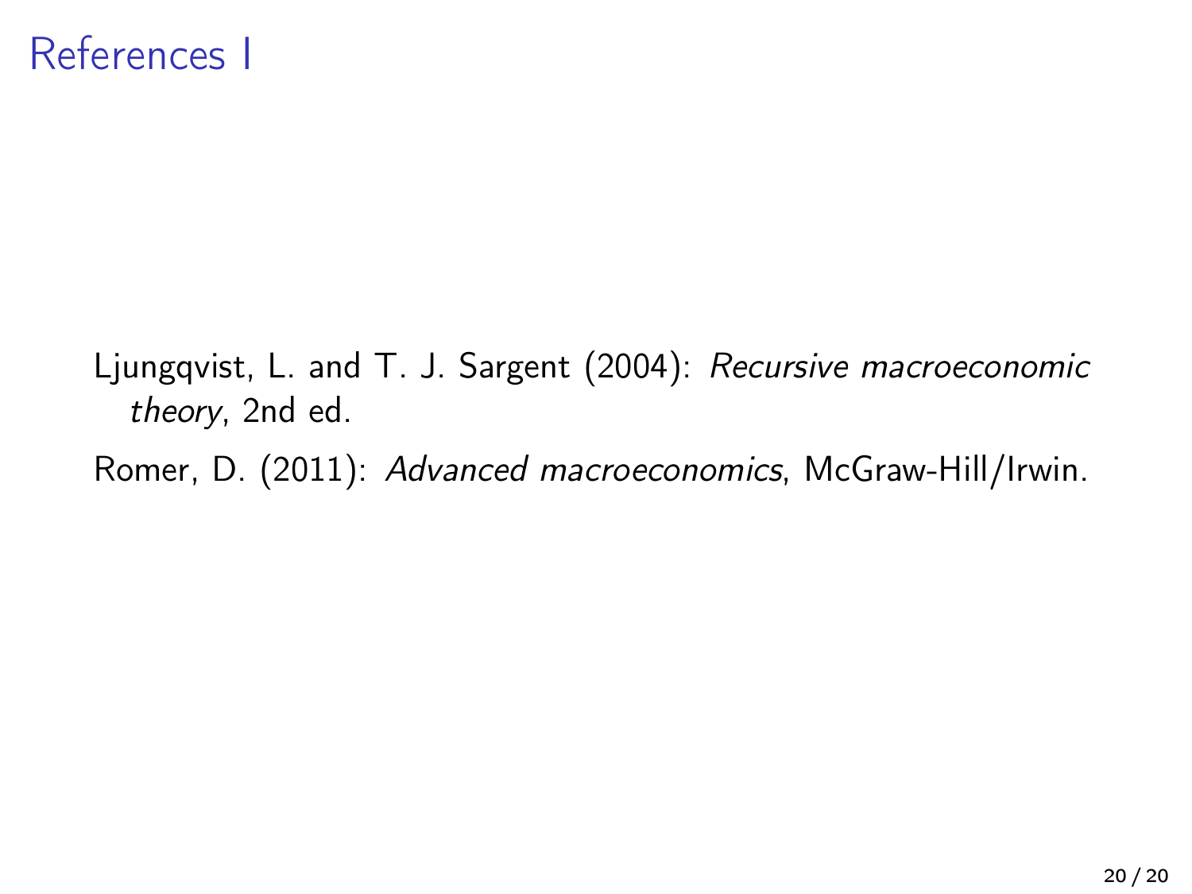# References I

Ljungqvist, L. and T. J. Sargent (2004): *Recursive macroeconomic theory*, 2nd ed.

Romer, D. (2011): *Advanced macroeconomics*, McGraw-Hill/Irwin.